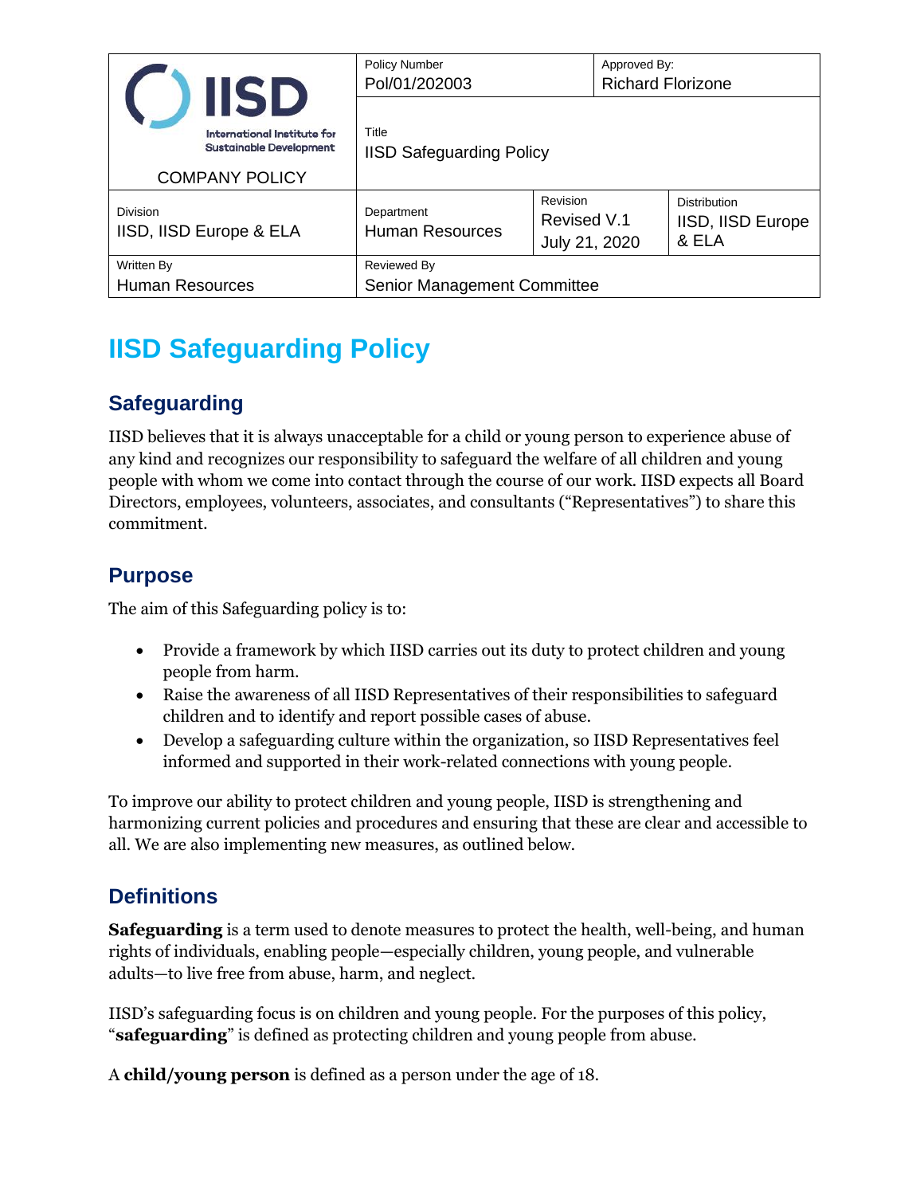| IISD International Institute for Sustainable Development COMPANY POLICY | Policy Number Pol/01/202003 | | Approved By: Richard Florizone |
|---|---|---|---|
| | Title IISD Safeguarding Policy | | |
| Division IISD, IISD Europe & ELA | Department Human Resources | Revision Revised V.1 July 21, 2020 | Distribution IISD, IISD Europe & ELA |
| Written By Human Resources | Reviewed By Senior Management Committee | | |

# IISD Safeguarding Policy

## Safeguarding

IISD believes that it is always unacceptable for a child or young person to experience abuse of any kind and recognizes our responsibility to safeguard the welfare of all children and young people with whom we come into contact through the course of our work. IISD expects all Board Directors, employees, volunteers, associates, and consultants ("Representatives") to share this commitment.

## Purpose

The aim of this Safeguarding policy is to:

- Provide a framework by which IISD carries out its duty to protect children and young people from harm.
- Raise the awareness of all IISD Representatives of their responsibilities to safeguard children and to identify and report possible cases of abuse.
- Develop a safeguarding culture within the organization, so IISD Representatives feel informed and supported in their work-related connections with young people.

To improve our ability to protect children and young people, IISD is strengthening and harmonizing current policies and procedures and ensuring that these are clear and accessible to all. We are also implementing new measures, as outlined below.

## Definitions

**Safeguarding** is a term used to denote measures to protect the health, well-being, and human rights of individuals, enabling people—especially children, young people, and vulnerable adults—to live free from abuse, harm, and neglect.

IISD's safeguarding focus is on children and young people. For the purposes of this policy, "**safeguarding**" is defined as protecting children and young people from abuse.

A **child/young person** is defined as a person under the age of 18.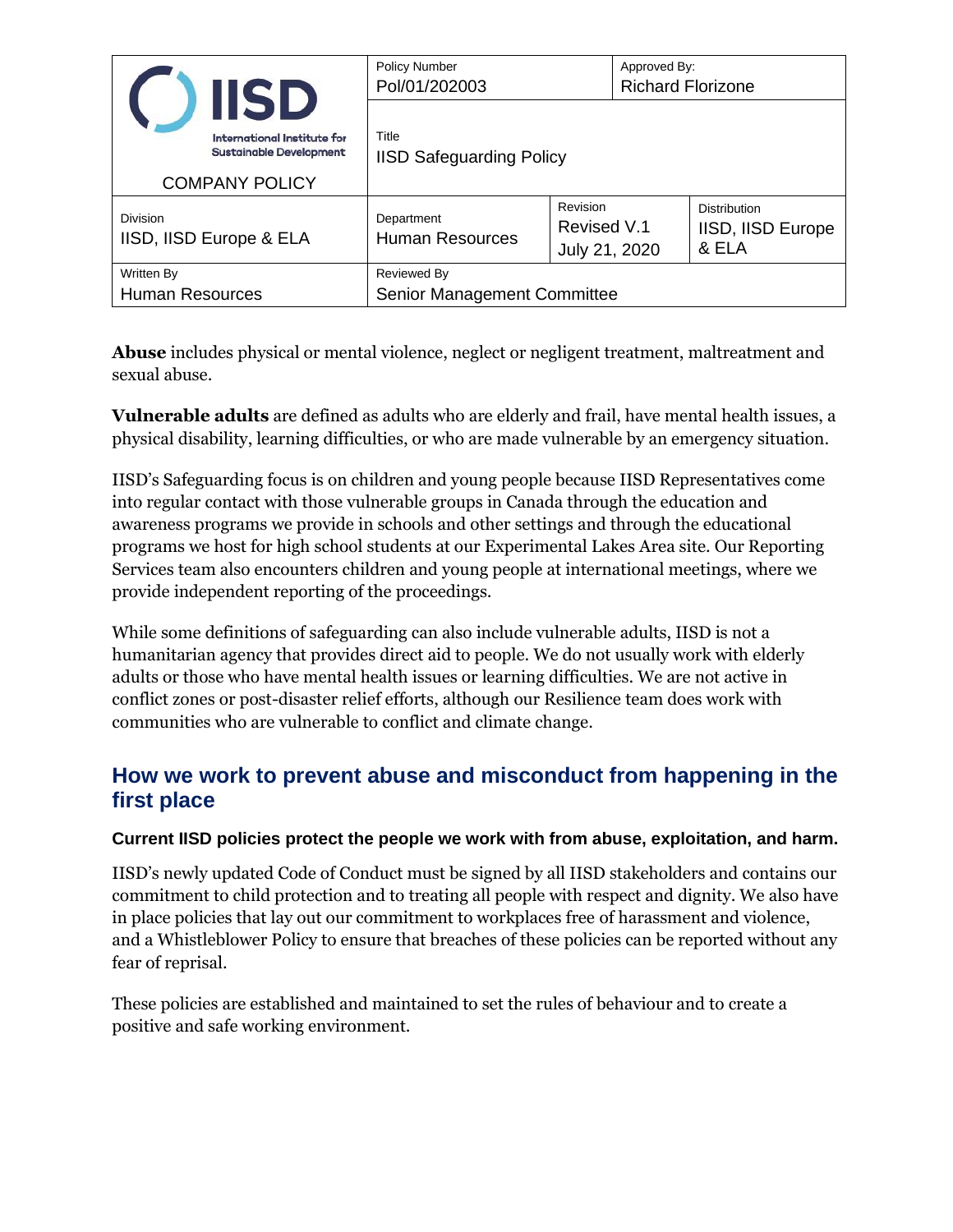| IISD International Institute for Sustainable Development COMPANY POLICY | Policy Number Pol/01/202003 | | Approved By: Richard Florizone |
| --- | --- | --- | --- |
| | Title IISD Safeguarding Policy | | |
| Division IISD, IISD Europe & ELA | Department Human Resources | Revision Revised V.1 July 21, 2020 | Distribution IISD, IISD Europe & ELA |
| Written By Human Resources | Reviewed By Senior Management Committee | | |

**Abuse** includes physical or mental violence, neglect or negligent treatment, maltreatment and sexual abuse.

**Vulnerable adults** are defined as adults who are elderly and frail, have mental health issues, a physical disability, learning difficulties, or who are made vulnerable by an emergency situation.

IISD's Safeguarding focus is on children and young people because IISD Representatives come into regular contact with those vulnerable groups in Canada through the education and awareness programs we provide in schools and other settings and through the educational programs we host for high school students at our Experimental Lakes Area site. Our Reporting Services team also encounters children and young people at international meetings, where we provide independent reporting of the proceedings.

While some definitions of safeguarding can also include vulnerable adults, IISD is not a humanitarian agency that provides direct aid to people. We do not usually work with elderly adults or those who have mental health issues or learning difficulties. We are not active in conflict zones or post-disaster relief efforts, although our Resilience team does work with communities who are vulnerable to conflict and climate change.

## How we work to prevent abuse and misconduct from happening in the first place

#### Current IISD policies protect the people we work with from abuse, exploitation, and harm.

IISD's newly updated Code of Conduct must be signed by all IISD stakeholders and contains our commitment to child protection and to treating all people with respect and dignity. We also have in place policies that lay out our commitment to workplaces free of harassment and violence, and a Whistleblower Policy to ensure that breaches of these policies can be reported without any fear of reprisal.

These policies are established and maintained to set the rules of behaviour and to create a positive and safe working environment.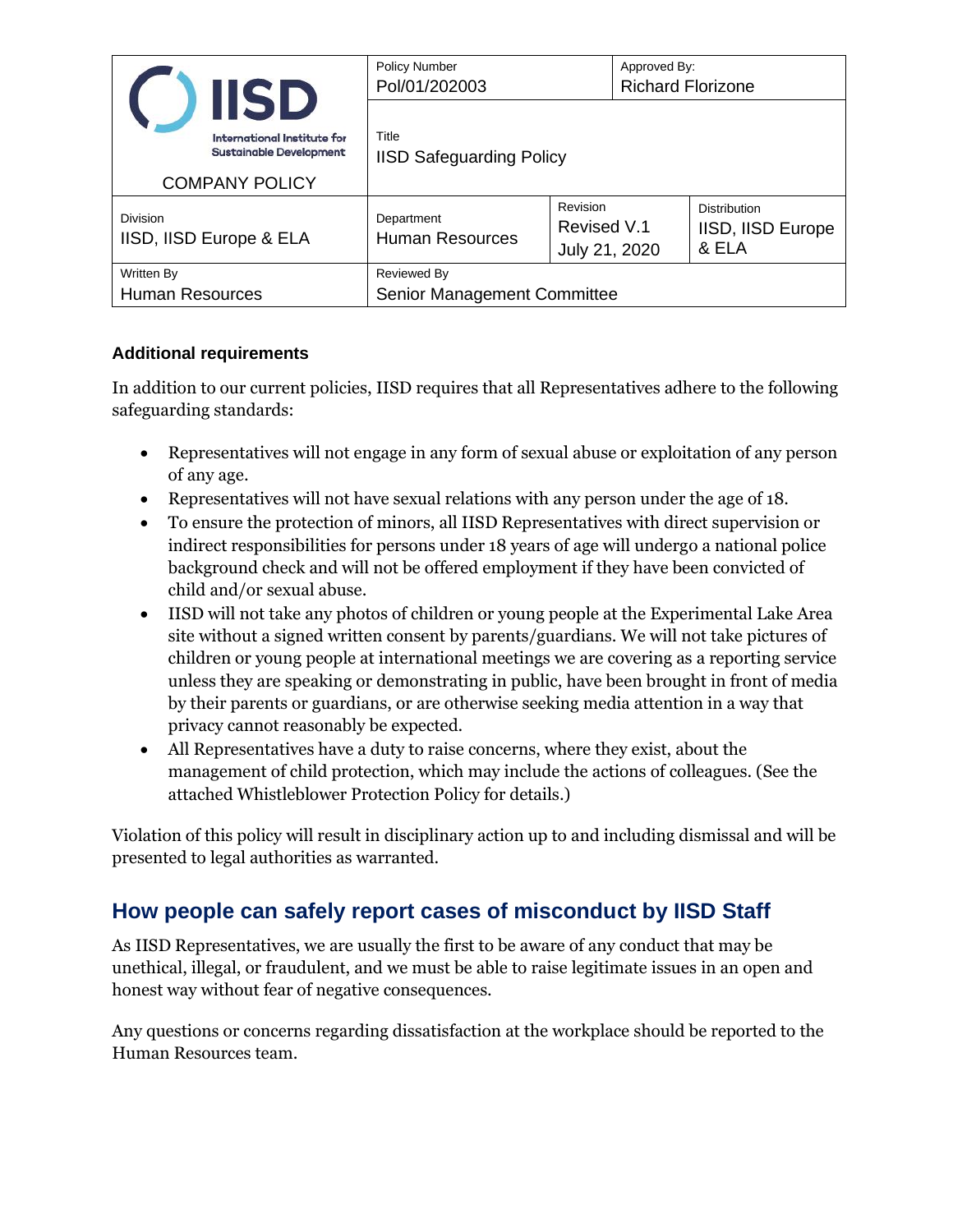**Additional requirements**

In addition to our current policies, IISD requires that all Representatives adhere to the following safeguarding standards:

- Representatives will not engage in any form of sexual abuse or exploitation of any person of any age.
- Representatives will not have sexual relations with any person under the age of 18.
- To ensure the protection of minors, all IISD Representatives with direct supervision or indirect responsibilities for persons under 18 years of age will undergo a national police background check and will not be offered employment if they have been convicted of child and/or sexual abuse.
- IISD will not take any photos of children or young people at the Experimental Lake Area site without a signed written consent by parents/guardians. We will not take pictures of children or young people at international meetings we are covering as a reporting service unless they are speaking or demonstrating in public, have been brought in front of media by their parents or guardians, or are otherwise seeking media attention in a way that privacy cannot reasonably be expected.
- All Representatives have a duty to raise concerns, where they exist, about the management of child protection, which may include the actions of colleagues. (See the attached Whistleblower Protection Policy for details.)

Violation of this policy will result in disciplinary action up to and including dismissal and will be presented to legal authorities as warranted.

## How people can safely report cases of misconduct by IISD Staff

As IISD Representatives, we are usually the first to be aware of any conduct that may be unethical, illegal, or fraudulent, and we must be able to raise legitimate issues in an open and honest way without fear of negative consequences.

Any questions or concerns regarding dissatisfaction at the workplace should be reported to the Human Resources team.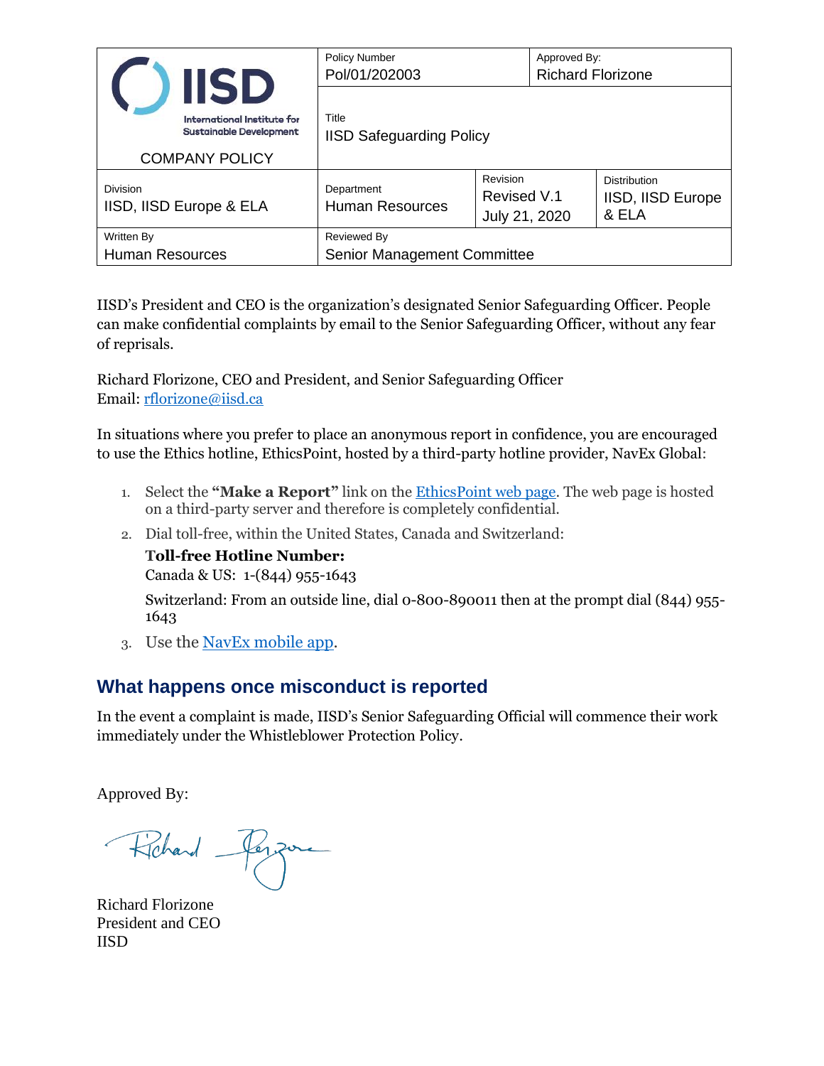| COMPANY POLICY | Policy Number<br>Pol/01/202003 | | Approved By:<br>Richard Florizone | |
|---|---|---|---|---|
| | Title<br>IISD Safeguarding Policy | | | |
| Division<br>IISD, IISD Europe & ELA | Department<br>Human Resources | Revision<br>Revised V.1<br>July 21, 2020 | | Distribution<br>IISD, IISD Europe & ELA |
| Written By<br>Human Resources | Reviewed By<br>Senior Management Committee | | | |

IISD's President and CEO is the organization's designated Senior Safeguarding Officer. People can make confidential complaints by email to the Senior Safeguarding Officer, without any fear of reprisals.

Richard Florizone, CEO and President, and Senior Safeguarding Officer
Email: rflorizone@iisd.ca

In situations where you prefer to place an anonymous report in confidence, you are encouraged to use the Ethics hotline, EthicsPoint, hosted by a third-party hotline provider, NavEx Global:

1. Select the **"Make a Report"** link on the EthicsPoint web page. The web page is hosted on a third-party server and therefore is completely confidential.
2. Dial toll-free, within the United States, Canada and Switzerland:

   **Toll-free Hotline Number:**
   Canada & US: 1-(844) 955-1643

   Switzerland: From an outside line, dial 0-800-890011 then at the prompt dial (844) 955-1643
3. Use the NavEx mobile app.

## What happens once misconduct is reported

In the event a complaint is made, IISD's Senior Safeguarding Official will commence their work immediately under the Whistleblower Protection Policy.

Approved By:

Richard Florizone
President and CEO
IISD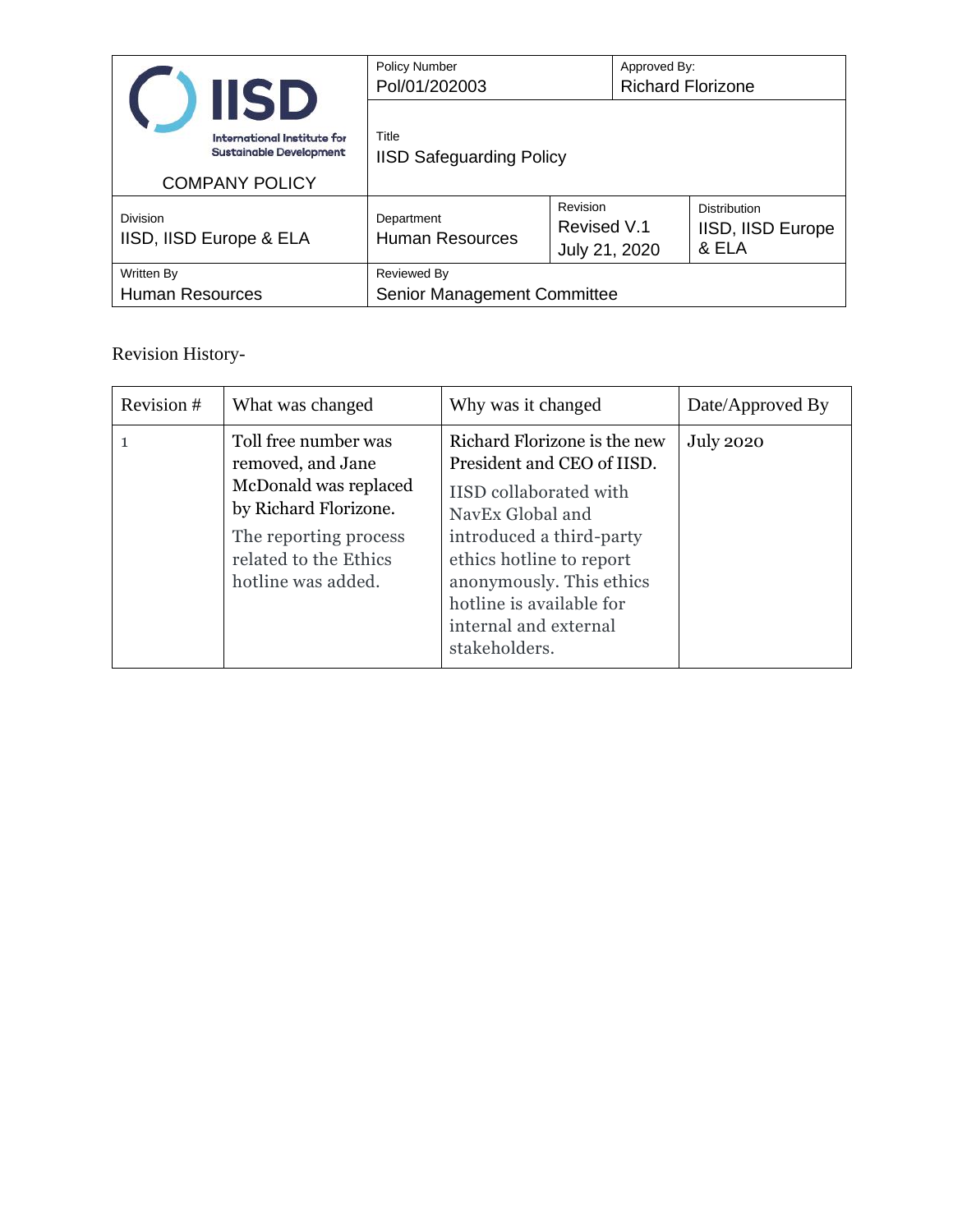| IISD International Institute for Sustainable Development COMPANY POLICY | Policy Number Pol/01/202003 | | Approved By: Richard Florizone |
|---|---|---|---|
| | Title IISD Safeguarding Policy | | |
| Division IISD, IISD Europe & ELA | Department Human Resources | Revision Revised V.1 July 21, 2020 | Distribution IISD, IISD Europe & ELA |
| Written By Human Resources | Reviewed By Senior Management Committee | | |

Revision History-

| Revision # | What was changed | Why was it changed | Date/Approved By |
|---|---|---|---|
| 1 | Toll free number was removed, and Jane McDonald was replaced by Richard Florizone. The reporting process related to the Ethics hotline was added. | Richard Florizone is the new President and CEO of IISD. IISD collaborated with NavEx Global and introduced a third-party ethics hotline to report anonymously. This ethics hotline is available for internal and external stakeholders. | July 2020 |